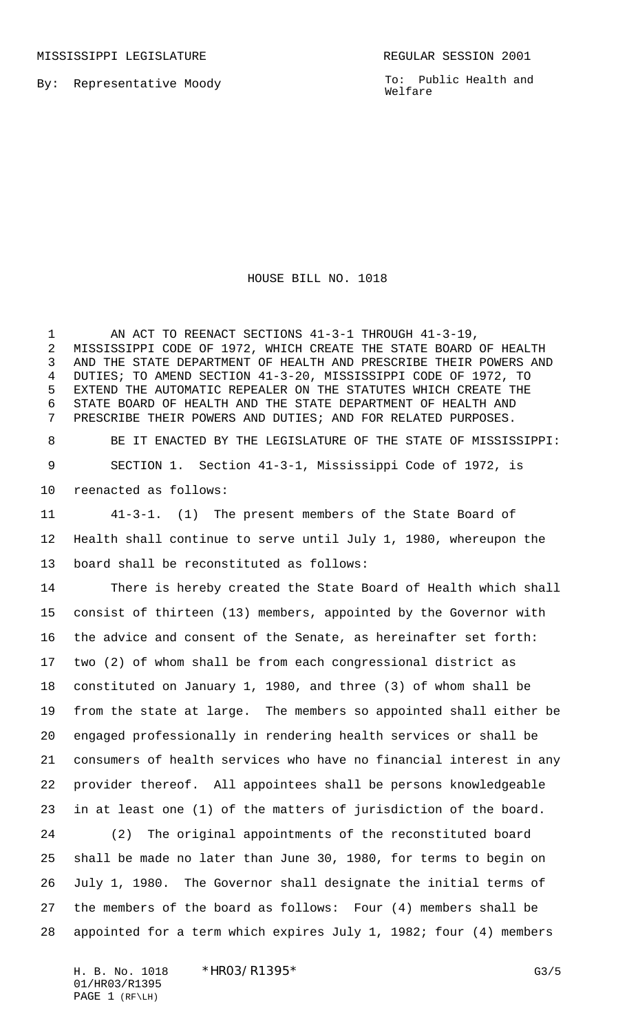MISSISSIPPI LEGISLATURE REGULAR SESSION 2001

By: Representative Moody

To: Public Health and Welfare

# HOUSE BILL NO. 1018

AN ACT TO REENACT SECTIONS 41-3-1 THROUGH 41-3-19, MISSISSIPPI CODE OF 1972, WHICH CREATE THE STATE BOARD OF HEALTH AND THE STATE DEPARTMENT OF HEALTH AND PRESCRIBE THEIR POWERS AND DUTIES; TO AMEND SECTION 41-3-20, MISSISSIPPI CODE OF 1972, TO EXTEND THE AUTOMATIC REPEALER ON THE STATUTES WHICH CREATE THE STATE BOARD OF HEALTH AND THE STATE DEPARTMENT OF HEALTH AND PRESCRIBE THEIR POWERS AND DUTIES; AND FOR RELATED PURPOSES.

BE IT ENACTED BY THE LEGISLATURE OF THE STATE OF MISSISSIPPI:

SECTION 1. Section 41-3-1, Mississippi Code of 1972, is reenacted as follows:

41-3-1. (1) The present members of the State Board of Health shall continue to serve until July 1, 1980, whereupon the board shall be reconstituted as follows:

There is hereby created the State Board of Health which shall consist of thirteen (13) members, appointed by the Governor with the advice and consent of the Senate, as hereinafter set forth: two (2) of whom shall be from each congressional district as constituted on January 1, 1980, and three (3) of whom shall be from the state at large. The members so appointed shall either be engaged professionally in rendering health services or shall be consumers of health services who have no financial interest in any provider thereof. All appointees shall be persons knowledgeable in at least one (1) of the matters of jurisdiction of the board.

(2) The original appointments of the reconstituted board shall be made no later than June 30, 1980, for terms to begin on July 1, 1980. The Governor shall designate the initial terms of the members of the board as follows: Four (4) members shall be appointed for a term which expires July 1, 1982; four (4) members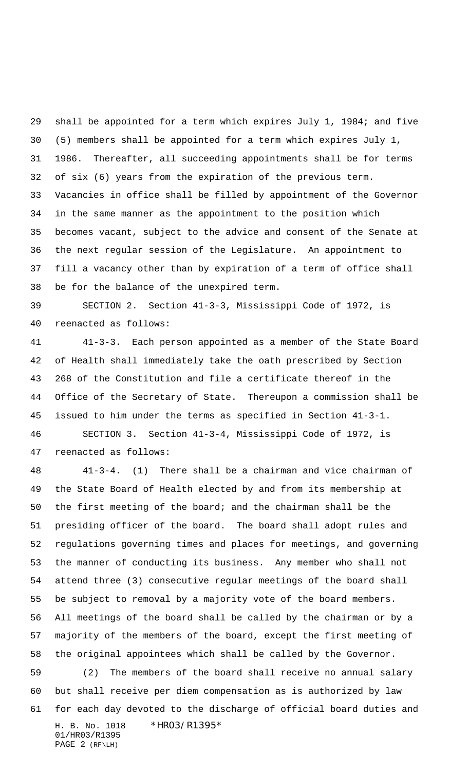shall be appointed for a term which expires July 1, 1984; and five (5) members shall be appointed for a term which expires July 1, 1986. Thereafter, all succeeding appointments shall be for terms of six (6) years from the expiration of the previous term. Vacancies in office shall be filled by appointment of the Governor in the same manner as the appointment to the position which becomes vacant, subject to the advice and consent of the Senate at the next regular session of the Legislature. An appointment to fill a vacancy other than by expiration of a term of office shall be for the balance of the unexpired term.

SECTION 2. Section 41-3-3, Mississippi Code of 1972, is reenacted as follows:

41-3-3. Each person appointed as a member of the State Board of Health shall immediately take the oath prescribed by Section 268 of the Constitution and file a certificate thereof in the Office of the Secretary of State. Thereupon a commission shall be issued to him under the terms as specified in Section 41-3-1.

SECTION 3. Section 41-3-4, Mississippi Code of 1972, is reenacted as follows:

41-3-4. (1) There shall be a chairman and vice chairman of the State Board of Health elected by and from its membership at the first meeting of the board; and the chairman shall be the presiding officer of the board. The board shall adopt rules and regulations governing times and places for meetings, and governing the manner of conducting its business. Any member who shall not attend three (3) consecutive regular meetings of the board shall be subject to removal by a majority vote of the board members. All meetings of the board shall be called by the chairman or by a majority of the members of the board, except the first meeting of the original appointees which shall be called by the Governor.

(2) The members of the board shall receive no annual salary but shall receive per diem compensation as is authorized by law for each day devoted to the discharge of official board duties and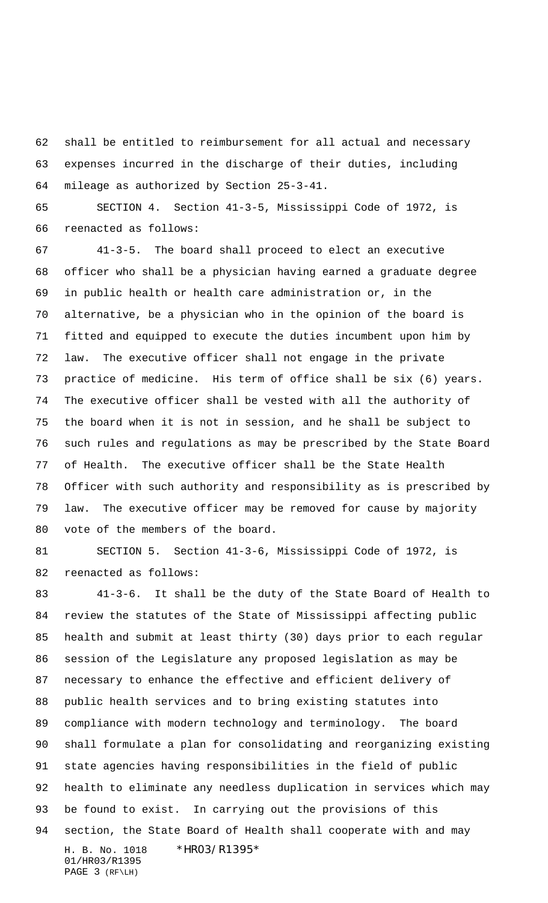shall be entitled to reimbursement for all actual and necessary expenses incurred in the discharge of their duties, including mileage as authorized by Section 25-3-41.

SECTION 4. Section 41-3-5, Mississippi Code of 1972, is reenacted as follows:

41-3-5. The board shall proceed to elect an executive officer who shall be a physician having earned a graduate degree in public health or health care administration or, in the alternative, be a physician who in the opinion of the board is fitted and equipped to execute the duties incumbent upon him by law. The executive officer shall not engage in the private practice of medicine. His term of office shall be six (6) years. The executive officer shall be vested with all the authority of the board when it is not in session, and he shall be subject to such rules and regulations as may be prescribed by the State Board of Health. The executive officer shall be the State Health Officer with such authority and responsibility as is prescribed by law. The executive officer may be removed for cause by majority vote of the members of the board.

SECTION 5. Section 41-3-6, Mississippi Code of 1972, is reenacted as follows:

41-3-6. It shall be the duty of the State Board of Health to review the statutes of the State of Mississippi affecting public health and submit at least thirty (30) days prior to each regular session of the Legislature any proposed legislation as may be necessary to enhance the effective and efficient delivery of public health services and to bring existing statutes into compliance with modern technology and terminology. The board shall formulate a plan for consolidating and reorganizing existing state agencies having responsibilities in the field of public health to eliminate any needless duplication in services which may be found to exist. In carrying out the provisions of this section, the State Board of Health shall cooperate with and may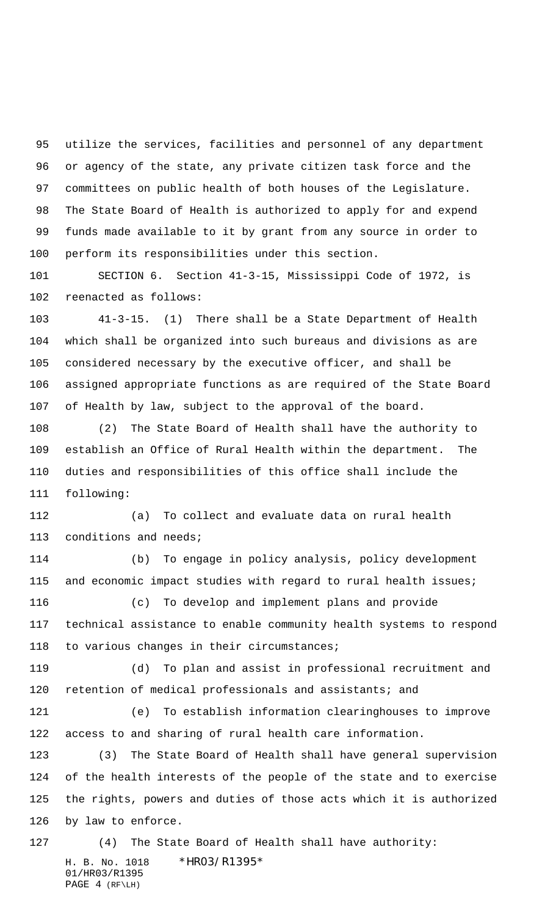utilize the services, facilities and personnel of any department or agency of the state, any private citizen task force and the committees on public health of both houses of the Legislature. The State Board of Health is authorized to apply for and expend funds made available to it by grant from any source in order to perform its responsibilities under this section.

SECTION 6. Section 41-3-15, Mississippi Code of 1972, is reenacted as follows:

41-3-15. (1) There shall be a State Department of Health which shall be organized into such bureaus and divisions as are considered necessary by the executive officer, and shall be assigned appropriate functions as are required of the State Board of Health by law, subject to the approval of the board.

(2) The State Board of Health shall have the authority to establish an Office of Rural Health within the department. The duties and responsibilities of this office shall include the following:

(a) To collect and evaluate data on rural health conditions and needs;

(b) To engage in policy analysis, policy development and economic impact studies with regard to rural health issues;

(c) To develop and implement plans and provide technical assistance to enable community health systems to respond to various changes in their circumstances;

(d) To plan and assist in professional recruitment and retention of medical professionals and assistants; and

(e) To establish information clearinghouses to improve access to and sharing of rural health care information.

(3) The State Board of Health shall have general supervision of the health interests of the people of the state and to exercise the rights, powers and duties of those acts which it is authorized by law to enforce.

(4) The State Board of Health shall have authority: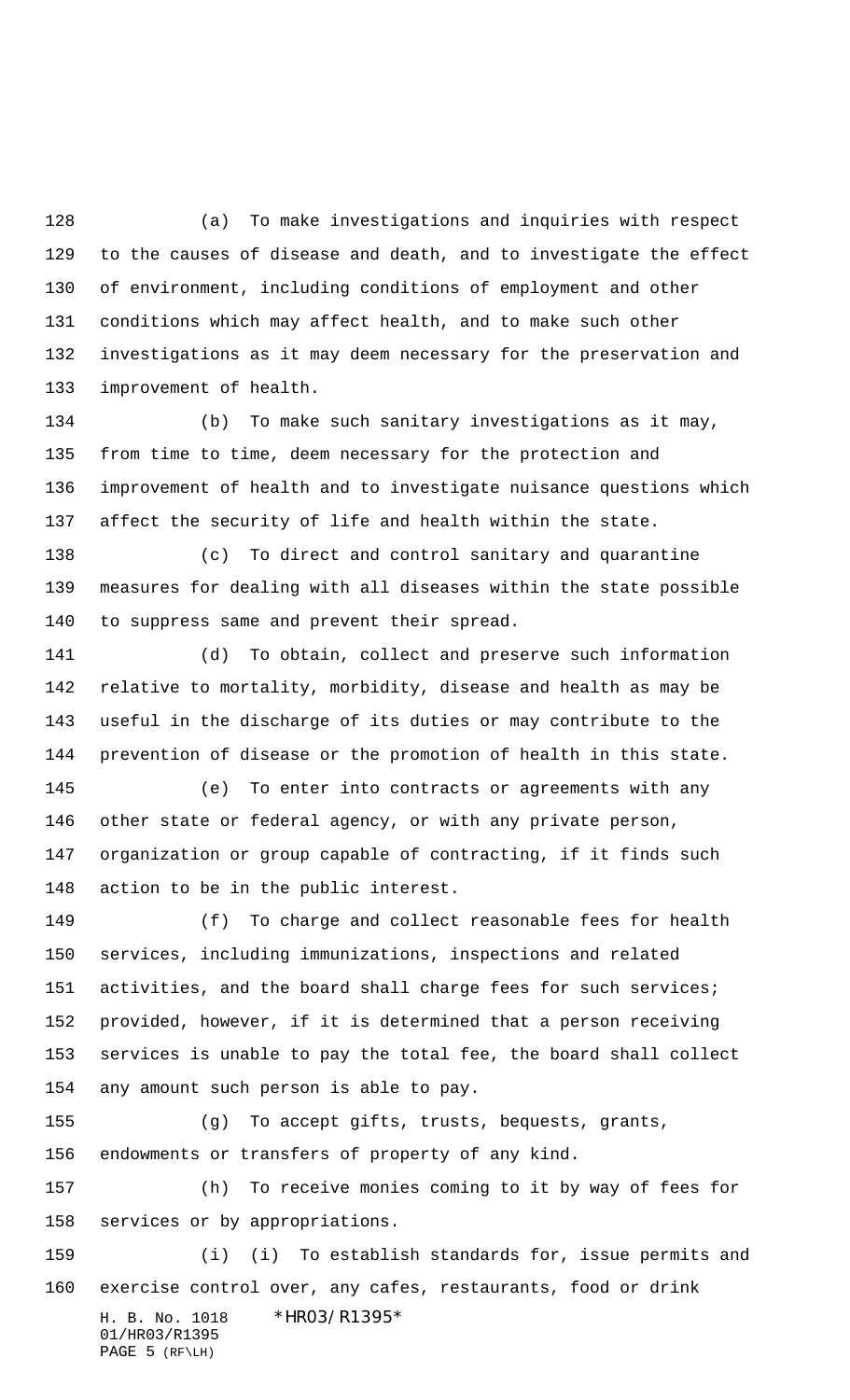(a) To make investigations and inquiries with respect to the causes of disease and death, and to investigate the effect of environment, including conditions of employment and other conditions which may affect health, and to make such other investigations as it may deem necessary for the preservation and improvement of health.

(b) To make such sanitary investigations as it may, from time to time, deem necessary for the protection and improvement of health and to investigate nuisance questions which affect the security of life and health within the state.

(c) To direct and control sanitary and quarantine measures for dealing with all diseases within the state possible to suppress same and prevent their spread.

(d) To obtain, collect and preserve such information relative to mortality, morbidity, disease and health as may be useful in the discharge of its duties or may contribute to the prevention of disease or the promotion of health in this state.

(e) To enter into contracts or agreements with any other state or federal agency, or with any private person, organization or group capable of contracting, if it finds such action to be in the public interest.

(f) To charge and collect reasonable fees for health services, including immunizations, inspections and related activities, and the board shall charge fees for such services; provided, however, if it is determined that a person receiving services is unable to pay the total fee, the board shall collect any amount such person is able to pay.

(g) To accept gifts, trusts, bequests, grants, endowments or transfers of property of any kind.

(h) To receive monies coming to it by way of fees for services or by appropriations.

(i) (i) To establish standards for, issue permits and exercise control over, any cafes, restaurants, food or drink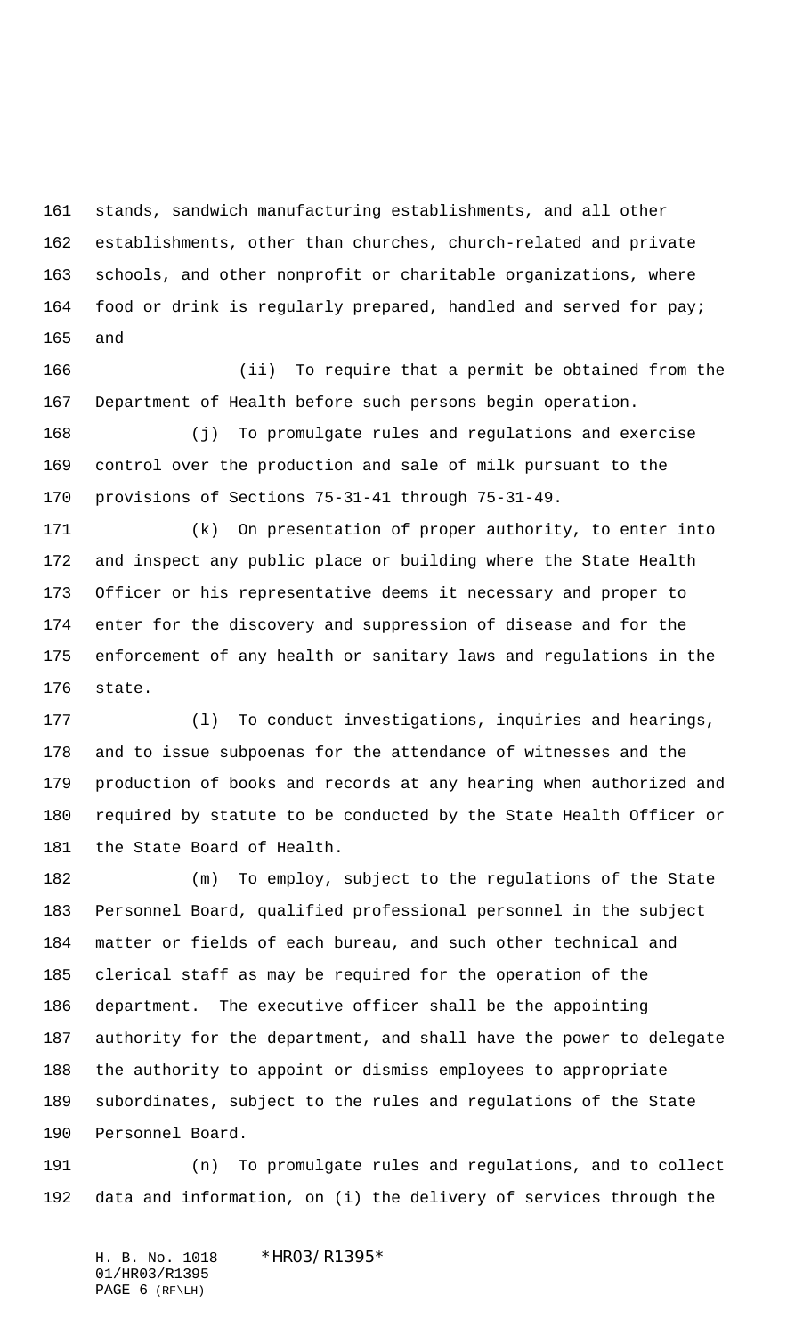stands, sandwich manufacturing establishments, and all other establishments, other than churches, church-related and private schools, and other nonprofit or charitable organizations, where food or drink is regularly prepared, handled and served for pay; and

(ii) To require that a permit be obtained from the Department of Health before such persons begin operation.

(j) To promulgate rules and regulations and exercise control over the production and sale of milk pursuant to the provisions of Sections 75-31-41 through 75-31-49.

(k) On presentation of proper authority, to enter into and inspect any public place or building where the State Health Officer or his representative deems it necessary and proper to enter for the discovery and suppression of disease and for the enforcement of any health or sanitary laws and regulations in the state.

(l) To conduct investigations, inquiries and hearings, and to issue subpoenas for the attendance of witnesses and the production of books and records at any hearing when authorized and required by statute to be conducted by the State Health Officer or the State Board of Health.

(m) To employ, subject to the regulations of the State Personnel Board, qualified professional personnel in the subject matter or fields of each bureau, and such other technical and clerical staff as may be required for the operation of the department. The executive officer shall be the appointing authority for the department, and shall have the power to delegate the authority to appoint or dismiss employees to appropriate subordinates, subject to the rules and regulations of the State Personnel Board.

(n) To promulgate rules and regulations, and to collect data and information, on (i) the delivery of services through the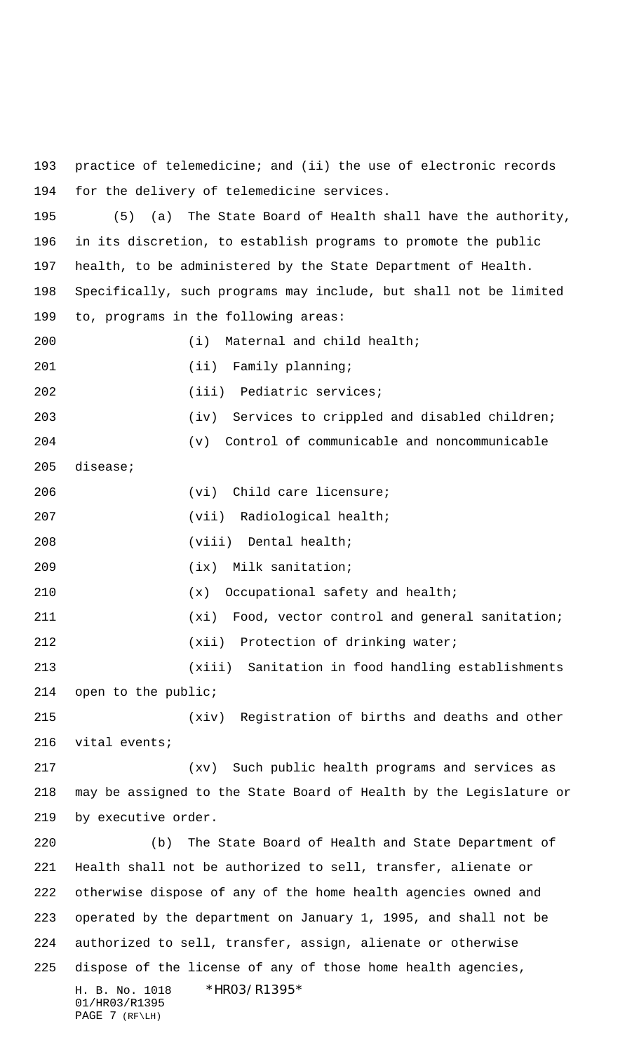practice of telemedicine; and (ii) the use of electronic records for the delivery of telemedicine services.

(5) (a) The State Board of Health shall have the authority, in its discretion, to establish programs to promote the public health, to be administered by the State Department of Health. Specifically, such programs may include, but shall not be limited to, programs in the following areas:

(i) Maternal and child health;

(ii) Family planning;

(iii) Pediatric services;

(iv) Services to crippled and disabled children;

(v) Control of communicable and noncommunicable disease;

(vi) Child care licensure;

(vii) Radiological health;

(viii) Dental health;

(ix) Milk sanitation;

(x) Occupational safety and health;

(xi) Food, vector control and general sanitation;

(xii) Protection of drinking water;

(xiii) Sanitation in food handling establishments open to the public;

(xiv) Registration of births and deaths and other vital events;

(xv) Such public health programs and services as may be assigned to the State Board of Health by the Legislature or by executive order.

(b) The State Board of Health and State Department of Health shall not be authorized to sell, transfer, alienate or otherwise dispose of any of the home health agencies owned and operated by the department on January 1, 1995, and shall not be authorized to sell, transfer, assign, alienate or otherwise dispose of the license of any of those home health agencies,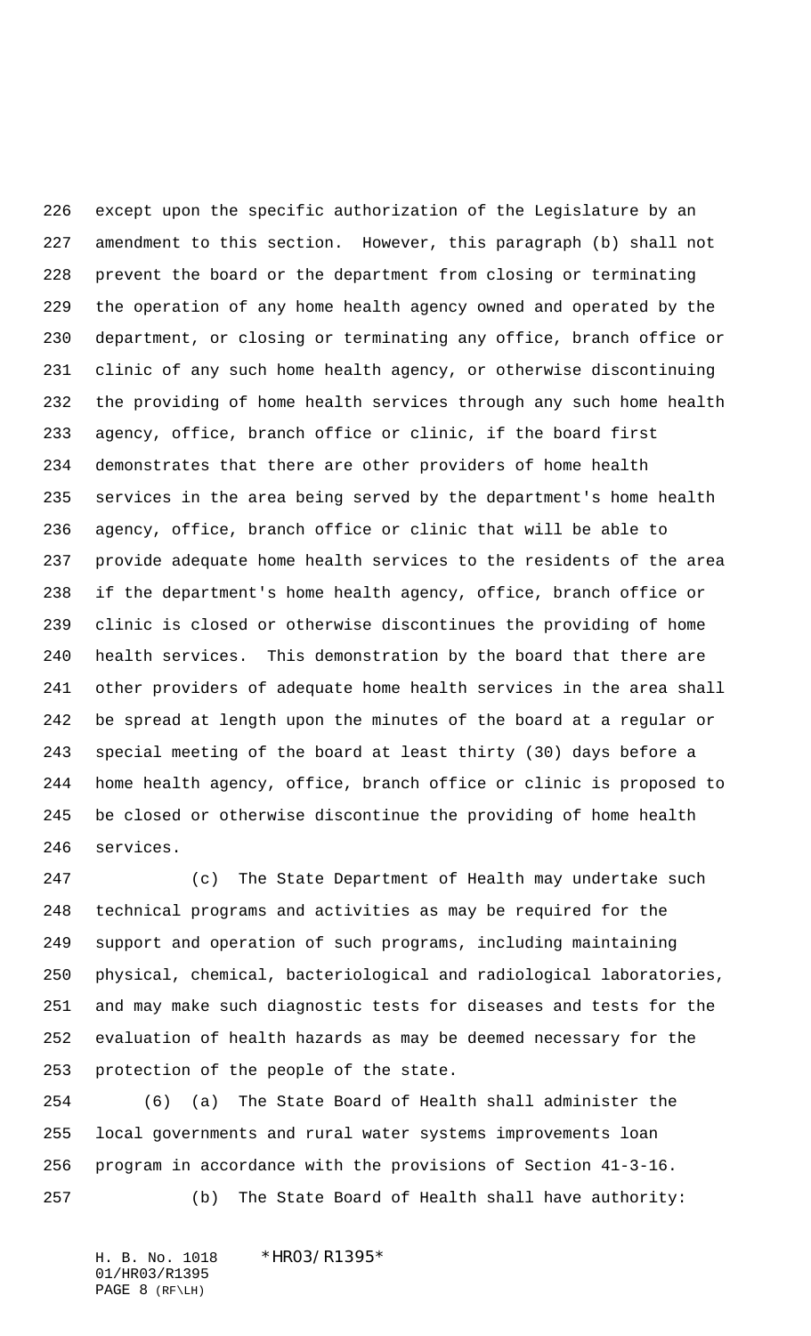except upon the specific authorization of the Legislature by an amendment to this section. However, this paragraph (b) shall not prevent the board or the department from closing or terminating the operation of any home health agency owned and operated by the department, or closing or terminating any office, branch office or clinic of any such home health agency, or otherwise discontinuing the providing of home health services through any such home health agency, office, branch office or clinic, if the board first demonstrates that there are other providers of home health services in the area being served by the department's home health agency, office, branch office or clinic that will be able to provide adequate home health services to the residents of the area if the department's home health agency, office, branch office or clinic is closed or otherwise discontinues the providing of home health services. This demonstration by the board that there are other providers of adequate home health services in the area shall be spread at length upon the minutes of the board at a regular or special meeting of the board at least thirty (30) days before a home health agency, office, branch office or clinic is proposed to be closed or otherwise discontinue the providing of home health services.

(c) The State Department of Health may undertake such technical programs and activities as may be required for the support and operation of such programs, including maintaining physical, chemical, bacteriological and radiological laboratories, and may make such diagnostic tests for diseases and tests for the evaluation of health hazards as may be deemed necessary for the protection of the people of the state.

(6) (a) The State Board of Health shall administer the local governments and rural water systems improvements loan program in accordance with the provisions of Section 41-3-16.

(b) The State Board of Health shall have authority: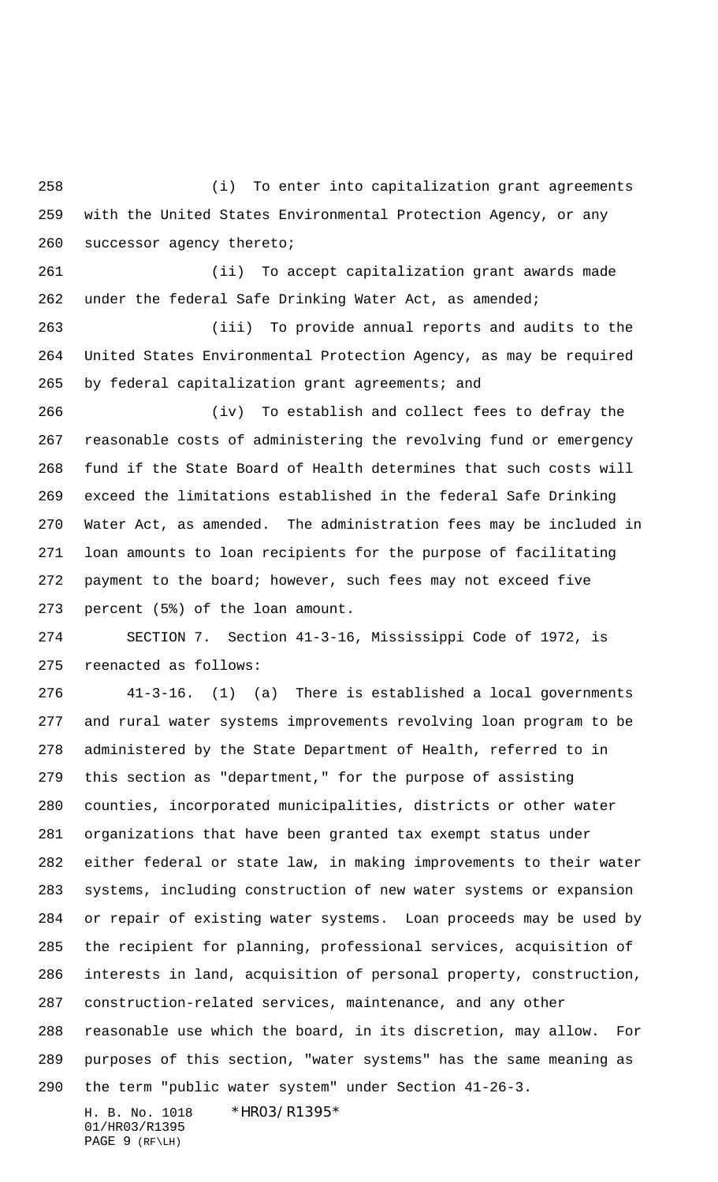(i) To enter into capitalization grant agreements with the United States Environmental Protection Agency, or any successor agency thereto;

(ii) To accept capitalization grant awards made under the federal Safe Drinking Water Act, as amended;

(iii) To provide annual reports and audits to the United States Environmental Protection Agency, as may be required by federal capitalization grant agreements; and

(iv) To establish and collect fees to defray the reasonable costs of administering the revolving fund or emergency fund if the State Board of Health determines that such costs will exceed the limitations established in the federal Safe Drinking Water Act, as amended. The administration fees may be included in loan amounts to loan recipients for the purpose of facilitating payment to the board; however, such fees may not exceed five percent (5%) of the loan amount.

SECTION 7. Section 41-3-16, Mississippi Code of 1972, is reenacted as follows:

41-3-16. (1) (a) There is established a local governments and rural water systems improvements revolving loan program to be administered by the State Department of Health, referred to in this section as "department," for the purpose of assisting counties, incorporated municipalities, districts or other water organizations that have been granted tax exempt status under either federal or state law, in making improvements to their water systems, including construction of new water systems or expansion or repair of existing water systems. Loan proceeds may be used by the recipient for planning, professional services, acquisition of interests in land, acquisition of personal property, construction, construction-related services, maintenance, and any other reasonable use which the board, in its discretion, may allow. For purposes of this section, "water systems" has the same meaning as the term "public water system" under Section 41-26-3.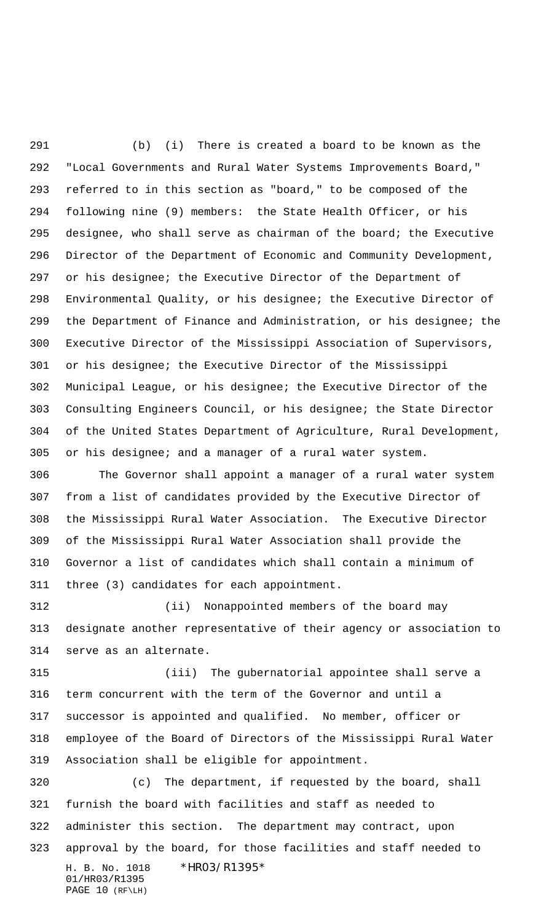(b) (i) There is created a board to be known as the "Local Governments and Rural Water Systems Improvements Board," referred to in this section as "board," to be composed of the following nine (9) members: the State Health Officer, or his designee, who shall serve as chairman of the board; the Executive Director of the Department of Economic and Community Development, or his designee; the Executive Director of the Department of Environmental Quality, or his designee; the Executive Director of the Department of Finance and Administration, or his designee; the Executive Director of the Mississippi Association of Supervisors, or his designee; the Executive Director of the Mississippi Municipal League, or his designee; the Executive Director of the Consulting Engineers Council, or his designee; the State Director of the United States Department of Agriculture, Rural Development, or his designee; and a manager of a rural water system.

The Governor shall appoint a manager of a rural water system from a list of candidates provided by the Executive Director of the Mississippi Rural Water Association. The Executive Director of the Mississippi Rural Water Association shall provide the Governor a list of candidates which shall contain a minimum of three (3) candidates for each appointment.

(ii) Nonappointed members of the board may designate another representative of their agency or association to serve as an alternate.

(iii) The gubernatorial appointee shall serve a term concurrent with the term of the Governor and until a successor is appointed and qualified. No member, officer or employee of the Board of Directors of the Mississippi Rural Water Association shall be eligible for appointment.

(c) The department, if requested by the board, shall furnish the board with facilities and staff as needed to administer this section. The department may contract, upon approval by the board, for those facilities and staff needed to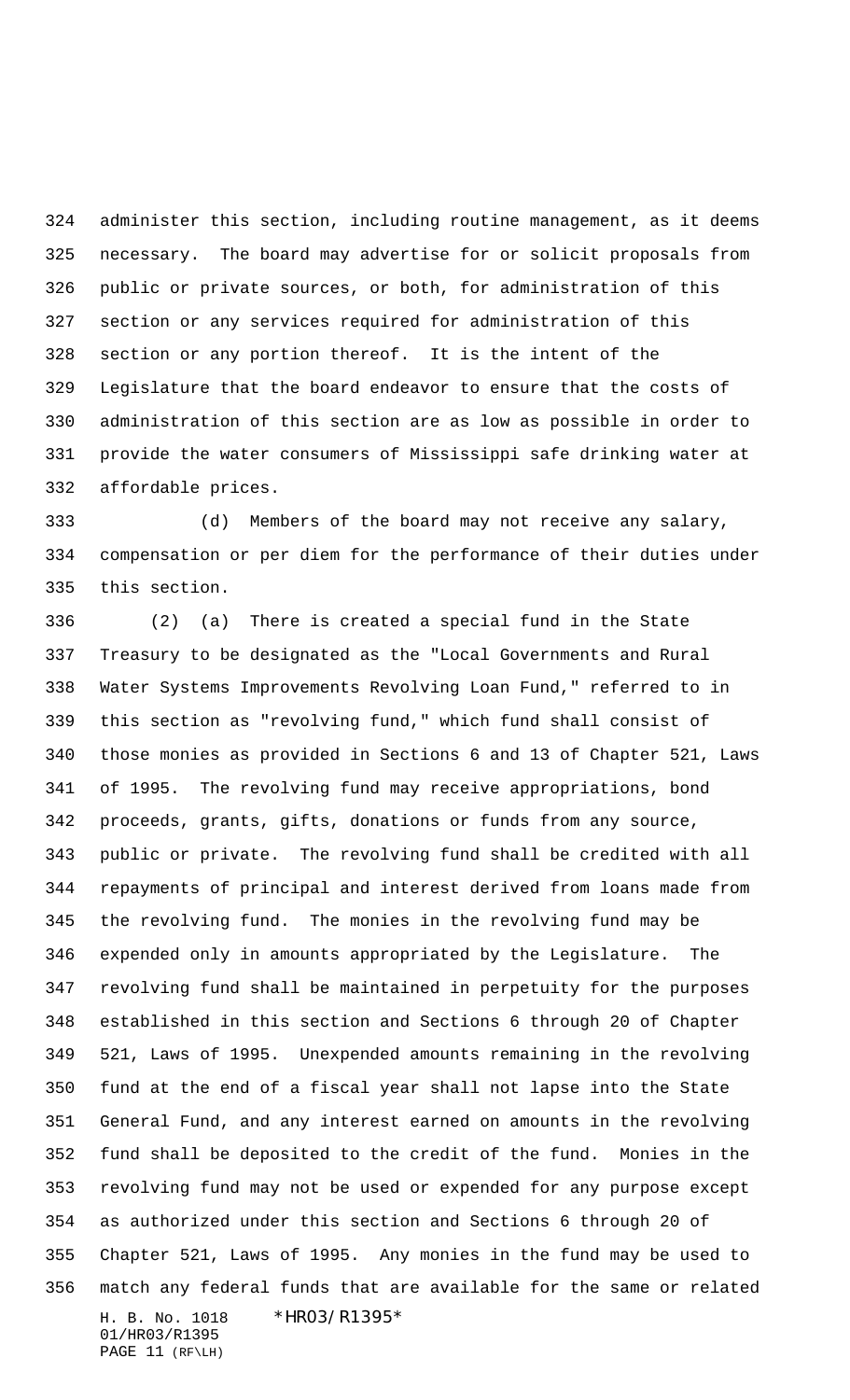administer this section, including routine management, as it deems necessary. The board may advertise for or solicit proposals from public or private sources, or both, for administration of this section or any services required for administration of this section or any portion thereof. It is the intent of the Legislature that the board endeavor to ensure that the costs of administration of this section are as low as possible in order to provide the water consumers of Mississippi safe drinking water at affordable prices.

(d) Members of the board may not receive any salary, compensation or per diem for the performance of their duties under this section.

(2) (a) There is created a special fund in the State Treasury to be designated as the "Local Governments and Rural Water Systems Improvements Revolving Loan Fund," referred to in this section as "revolving fund," which fund shall consist of those monies as provided in Sections 6 and 13 of Chapter 521, Laws of 1995. The revolving fund may receive appropriations, bond proceeds, grants, gifts, donations or funds from any source, public or private. The revolving fund shall be credited with all repayments of principal and interest derived from loans made from the revolving fund. The monies in the revolving fund may be expended only in amounts appropriated by the Legislature. The revolving fund shall be maintained in perpetuity for the purposes established in this section and Sections 6 through 20 of Chapter 521, Laws of 1995. Unexpended amounts remaining in the revolving fund at the end of a fiscal year shall not lapse into the State General Fund, and any interest earned on amounts in the revolving fund shall be deposited to the credit of the fund. Monies in the revolving fund may not be used or expended for any purpose except as authorized under this section and Sections 6 through 20 of Chapter 521, Laws of 1995. Any monies in the fund may be used to match any federal funds that are available for the same or related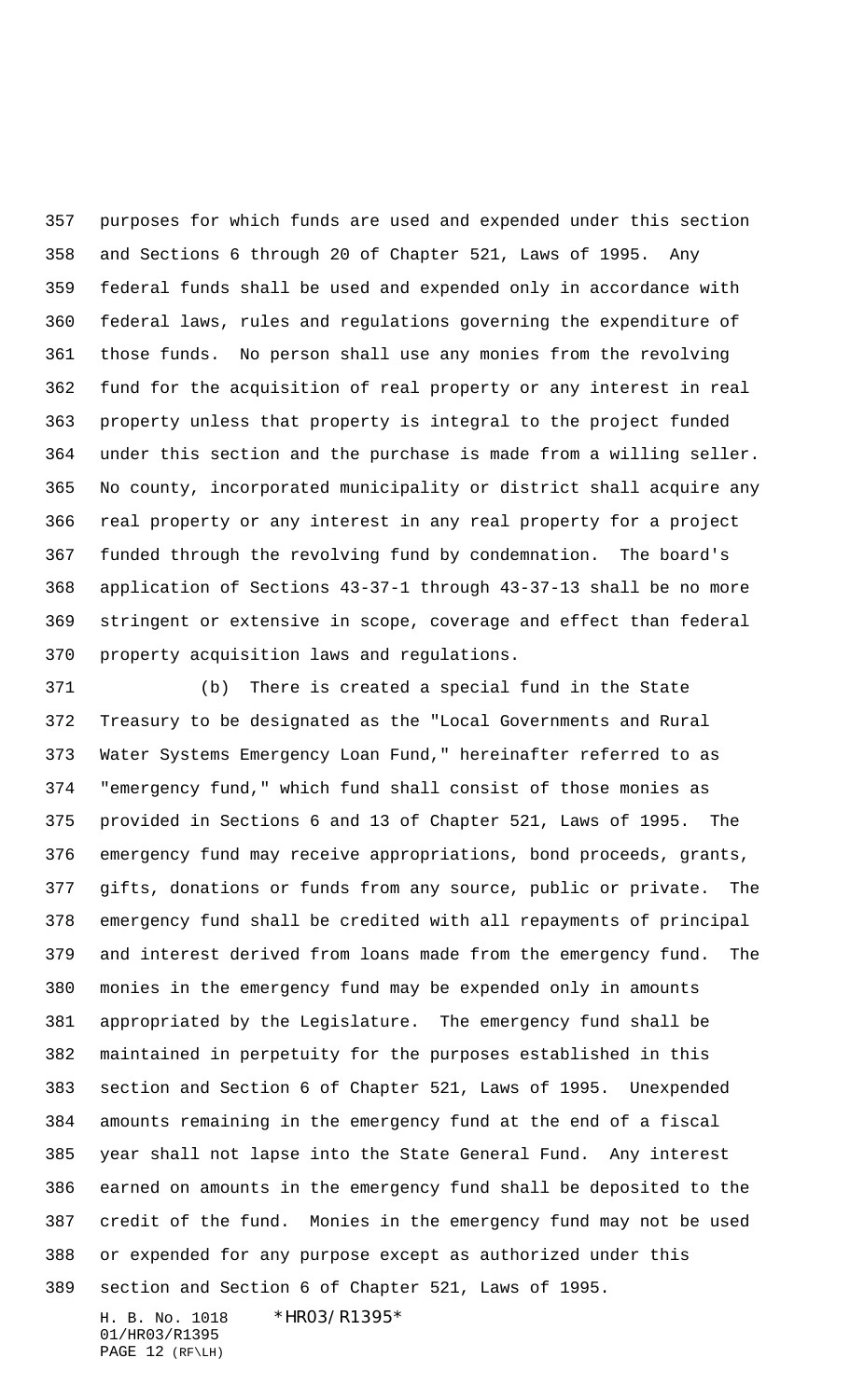purposes for which funds are used and expended under this section and Sections 6 through 20 of Chapter 521, Laws of 1995. Any federal funds shall be used and expended only in accordance with federal laws, rules and regulations governing the expenditure of those funds. No person shall use any monies from the revolving fund for the acquisition of real property or any interest in real property unless that property is integral to the project funded under this section and the purchase is made from a willing seller. No county, incorporated municipality or district shall acquire any real property or any interest in any real property for a project funded through the revolving fund by condemnation. The board's application of Sections 43-37-1 through 43-37-13 shall be no more stringent or extensive in scope, coverage and effect than federal property acquisition laws and regulations.

(b) There is created a special fund in the State Treasury to be designated as the "Local Governments and Rural Water Systems Emergency Loan Fund," hereinafter referred to as "emergency fund," which fund shall consist of those monies as provided in Sections 6 and 13 of Chapter 521, Laws of 1995. The emergency fund may receive appropriations, bond proceeds, grants, gifts, donations or funds from any source, public or private. The emergency fund shall be credited with all repayments of principal and interest derived from loans made from the emergency fund. The monies in the emergency fund may be expended only in amounts appropriated by the Legislature. The emergency fund shall be maintained in perpetuity for the purposes established in this section and Section 6 of Chapter 521, Laws of 1995. Unexpended amounts remaining in the emergency fund at the end of a fiscal year shall not lapse into the State General Fund. Any interest earned on amounts in the emergency fund shall be deposited to the credit of the fund. Monies in the emergency fund may not be used or expended for any purpose except as authorized under this section and Section 6 of Chapter 521, Laws of 1995.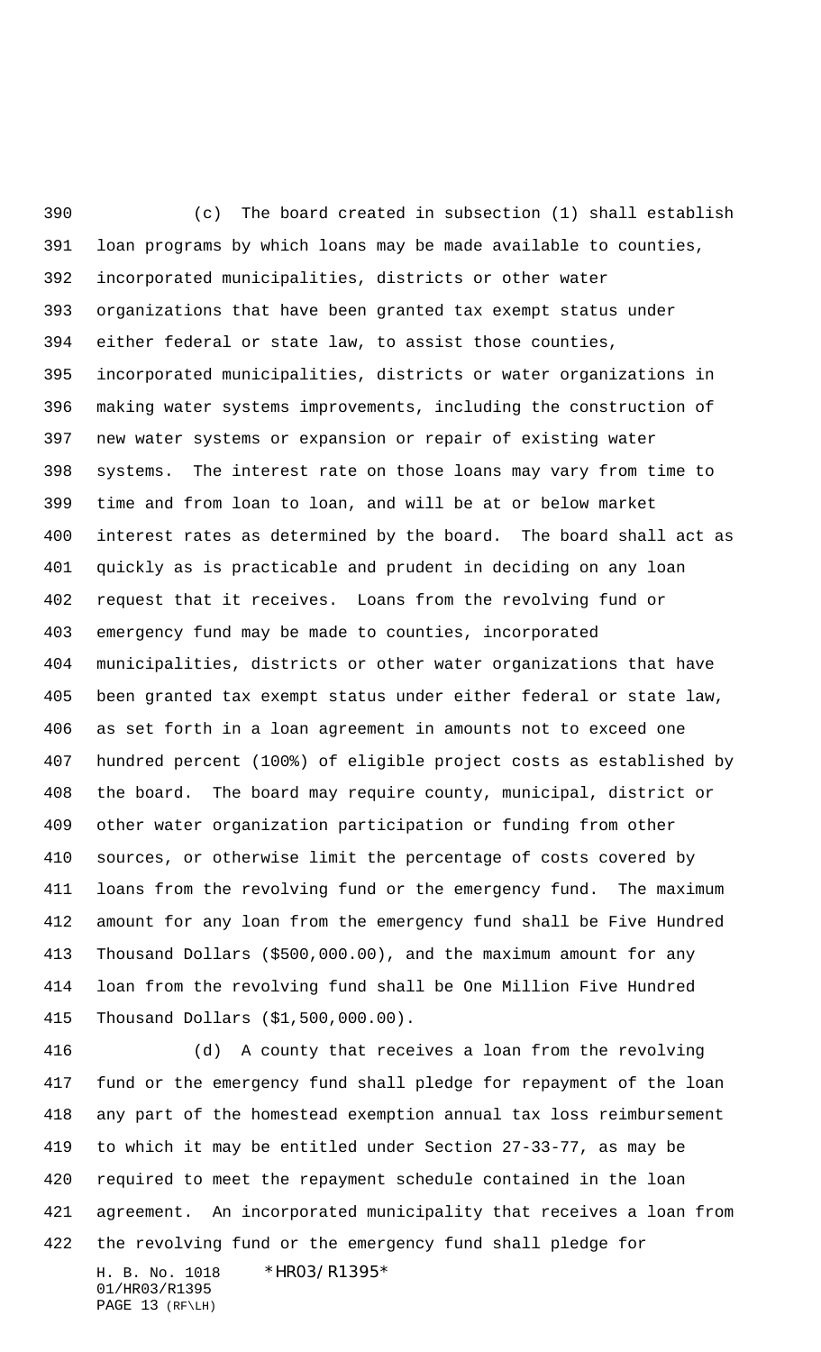(c) The board created in subsection (1) shall establish loan programs by which loans may be made available to counties, incorporated municipalities, districts or other water organizations that have been granted tax exempt status under either federal or state law, to assist those counties, incorporated municipalities, districts or water organizations in making water systems improvements, including the construction of new water systems or expansion or repair of existing water systems. The interest rate on those loans may vary from time to time and from loan to loan, and will be at or below market interest rates as determined by the board. The board shall act as quickly as is practicable and prudent in deciding on any loan request that it receives. Loans from the revolving fund or emergency fund may be made to counties, incorporated municipalities, districts or other water organizations that have been granted tax exempt status under either federal or state law, as set forth in a loan agreement in amounts not to exceed one hundred percent (100%) of eligible project costs as established by the board. The board may require county, municipal, district or other water organization participation or funding from other sources, or otherwise limit the percentage of costs covered by loans from the revolving fund or the emergency fund. The maximum amount for any loan from the emergency fund shall be Five Hundred Thousand Dollars ($500,000.00), and the maximum amount for any loan from the revolving fund shall be One Million Five Hundred Thousand Dollars ($1,500,000.00).

(d) A county that receives a loan from the revolving fund or the emergency fund shall pledge for repayment of the loan any part of the homestead exemption annual tax loss reimbursement to which it may be entitled under Section 27-33-77, as may be required to meet the repayment schedule contained in the loan agreement. An incorporated municipality that receives a loan from the revolving fund or the emergency fund shall pledge for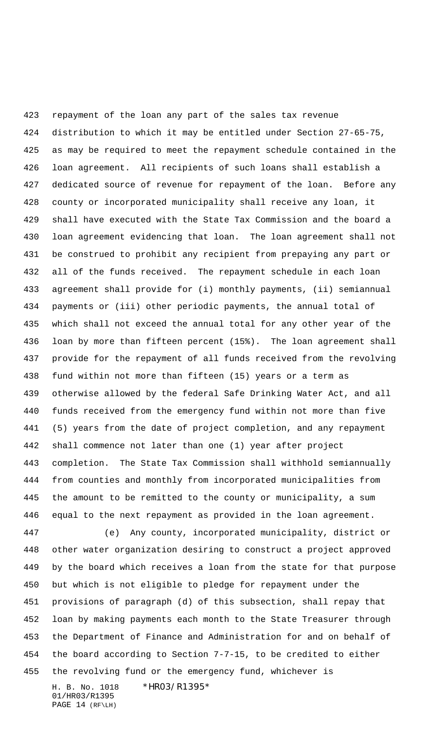repayment of the loan any part of the sales tax revenue distribution to which it may be entitled under Section 27-65-75, as may be required to meet the repayment schedule contained in the loan agreement. All recipients of such loans shall establish a dedicated source of revenue for repayment of the loan. Before any county or incorporated municipality shall receive any loan, it shall have executed with the State Tax Commission and the board a loan agreement evidencing that loan. The loan agreement shall not be construed to prohibit any recipient from prepaying any part or all of the funds received. The repayment schedule in each loan agreement shall provide for (i) monthly payments, (ii) semiannual payments or (iii) other periodic payments, the annual total of which shall not exceed the annual total for any other year of the loan by more than fifteen percent (15%). The loan agreement shall provide for the repayment of all funds received from the revolving fund within not more than fifteen (15) years or a term as otherwise allowed by the federal Safe Drinking Water Act, and all funds received from the emergency fund within not more than five (5) years from the date of project completion, and any repayment shall commence not later than one (1) year after project completion. The State Tax Commission shall withhold semiannually from counties and monthly from incorporated municipalities from the amount to be remitted to the county or municipality, a sum equal to the next repayment as provided in the loan agreement.

(e) Any county, incorporated municipality, district or other water organization desiring to construct a project approved by the board which receives a loan from the state for that purpose but which is not eligible to pledge for repayment under the provisions of paragraph (d) of this subsection, shall repay that loan by making payments each month to the State Treasurer through the Department of Finance and Administration for and on behalf of the board according to Section 7-7-15, to be credited to either the revolving fund or the emergency fund, whichever is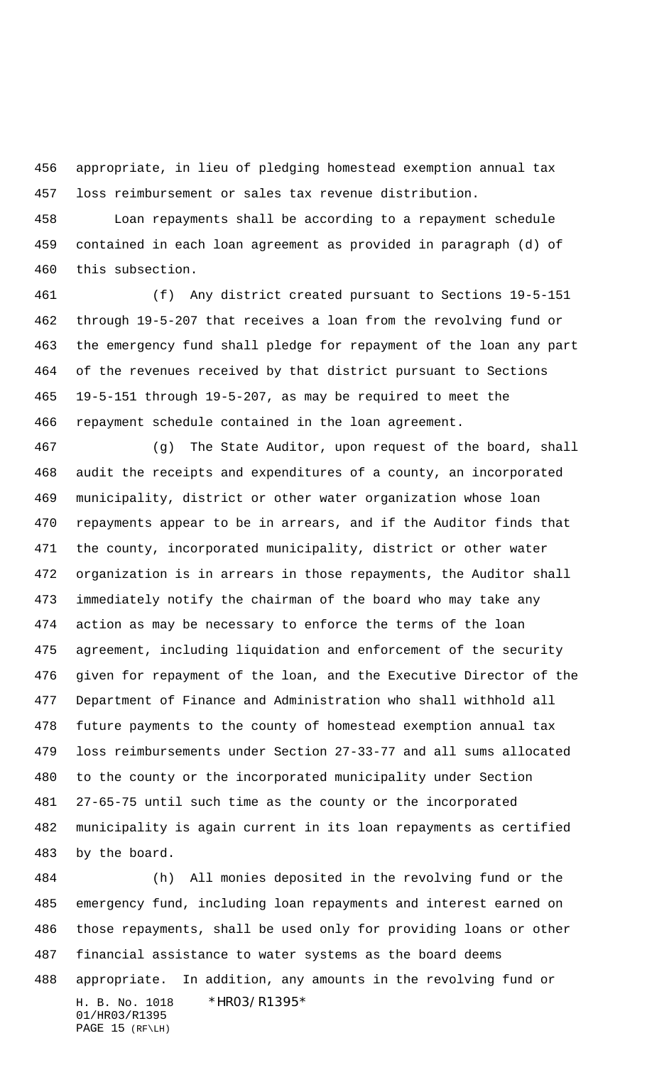appropriate, in lieu of pledging homestead exemption annual tax loss reimbursement or sales tax revenue distribution.

Loan repayments shall be according to a repayment schedule contained in each loan agreement as provided in paragraph (d) of this subsection.

(f) Any district created pursuant to Sections 19-5-151 through 19-5-207 that receives a loan from the revolving fund or the emergency fund shall pledge for repayment of the loan any part of the revenues received by that district pursuant to Sections 19-5-151 through 19-5-207, as may be required to meet the repayment schedule contained in the loan agreement.

(g) The State Auditor, upon request of the board, shall audit the receipts and expenditures of a county, an incorporated municipality, district or other water organization whose loan repayments appear to be in arrears, and if the Auditor finds that the county, incorporated municipality, district or other water organization is in arrears in those repayments, the Auditor shall immediately notify the chairman of the board who may take any action as may be necessary to enforce the terms of the loan agreement, including liquidation and enforcement of the security given for repayment of the loan, and the Executive Director of the Department of Finance and Administration who shall withhold all future payments to the county of homestead exemption annual tax loss reimbursements under Section 27-33-77 and all sums allocated to the county or the incorporated municipality under Section 27-65-75 until such time as the county or the incorporated municipality is again current in its loan repayments as certified by the board.

(h) All monies deposited in the revolving fund or the emergency fund, including loan repayments and interest earned on those repayments, shall be used only for providing loans or other financial assistance to water systems as the board deems appropriate. In addition, any amounts in the revolving fund or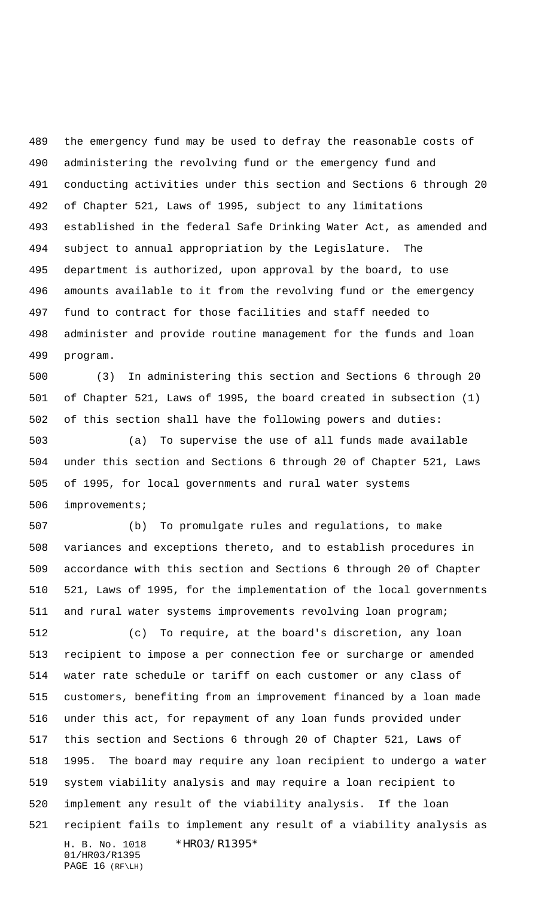the emergency fund may be used to defray the reasonable costs of administering the revolving fund or the emergency fund and conducting activities under this section and Sections 6 through 20 of Chapter 521, Laws of 1995, subject to any limitations established in the federal Safe Drinking Water Act, as amended and subject to annual appropriation by the Legislature. The department is authorized, upon approval by the board, to use amounts available to it from the revolving fund or the emergency fund to contract for those facilities and staff needed to administer and provide routine management for the funds and loan program.

(3) In administering this section and Sections 6 through 20 of Chapter 521, Laws of 1995, the board created in subsection (1) of this section shall have the following powers and duties:

(a) To supervise the use of all funds made available under this section and Sections 6 through 20 of Chapter 521, Laws of 1995, for local governments and rural water systems improvements;

(b) To promulgate rules and regulations, to make variances and exceptions thereto, and to establish procedures in accordance with this section and Sections 6 through 20 of Chapter 521, Laws of 1995, for the implementation of the local governments and rural water systems improvements revolving loan program;

(c) To require, at the board's discretion, any loan recipient to impose a per connection fee or surcharge or amended water rate schedule or tariff on each customer or any class of customers, benefiting from an improvement financed by a loan made under this act, for repayment of any loan funds provided under this section and Sections 6 through 20 of Chapter 521, Laws of 1995. The board may require any loan recipient to undergo a water system viability analysis and may require a loan recipient to implement any result of the viability analysis. If the loan recipient fails to implement any result of a viability analysis as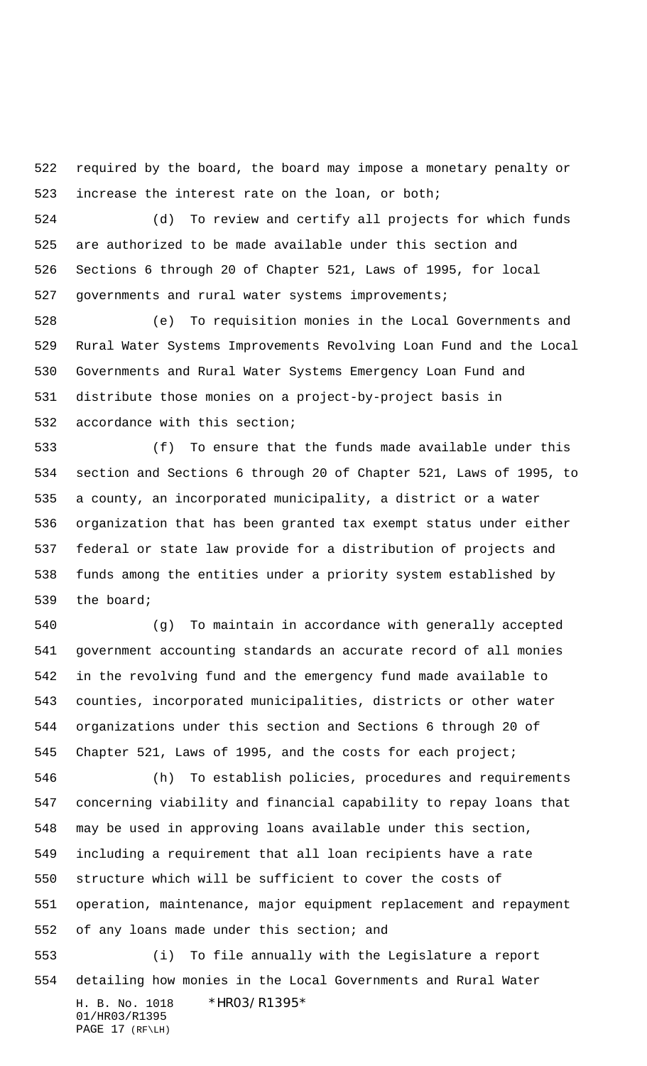required by the board, the board may impose a monetary penalty or increase the interest rate on the loan, or both;

(d) To review and certify all projects for which funds are authorized to be made available under this section and Sections 6 through 20 of Chapter 521, Laws of 1995, for local governments and rural water systems improvements;

(e) To requisition monies in the Local Governments and Rural Water Systems Improvements Revolving Loan Fund and the Local Governments and Rural Water Systems Emergency Loan Fund and distribute those monies on a project-by-project basis in accordance with this section;

(f) To ensure that the funds made available under this section and Sections 6 through 20 of Chapter 521, Laws of 1995, to a county, an incorporated municipality, a district or a water organization that has been granted tax exempt status under either federal or state law provide for a distribution of projects and funds among the entities under a priority system established by the board;

(g) To maintain in accordance with generally accepted government accounting standards an accurate record of all monies in the revolving fund and the emergency fund made available to counties, incorporated municipalities, districts or other water organizations under this section and Sections 6 through 20 of Chapter 521, Laws of 1995, and the costs for each project;

(h) To establish policies, procedures and requirements concerning viability and financial capability to repay loans that may be used in approving loans available under this section, including a requirement that all loan recipients have a rate structure which will be sufficient to cover the costs of operation, maintenance, major equipment replacement and repayment of any loans made under this section; and

(i) To file annually with the Legislature a report detailing how monies in the Local Governments and Rural Water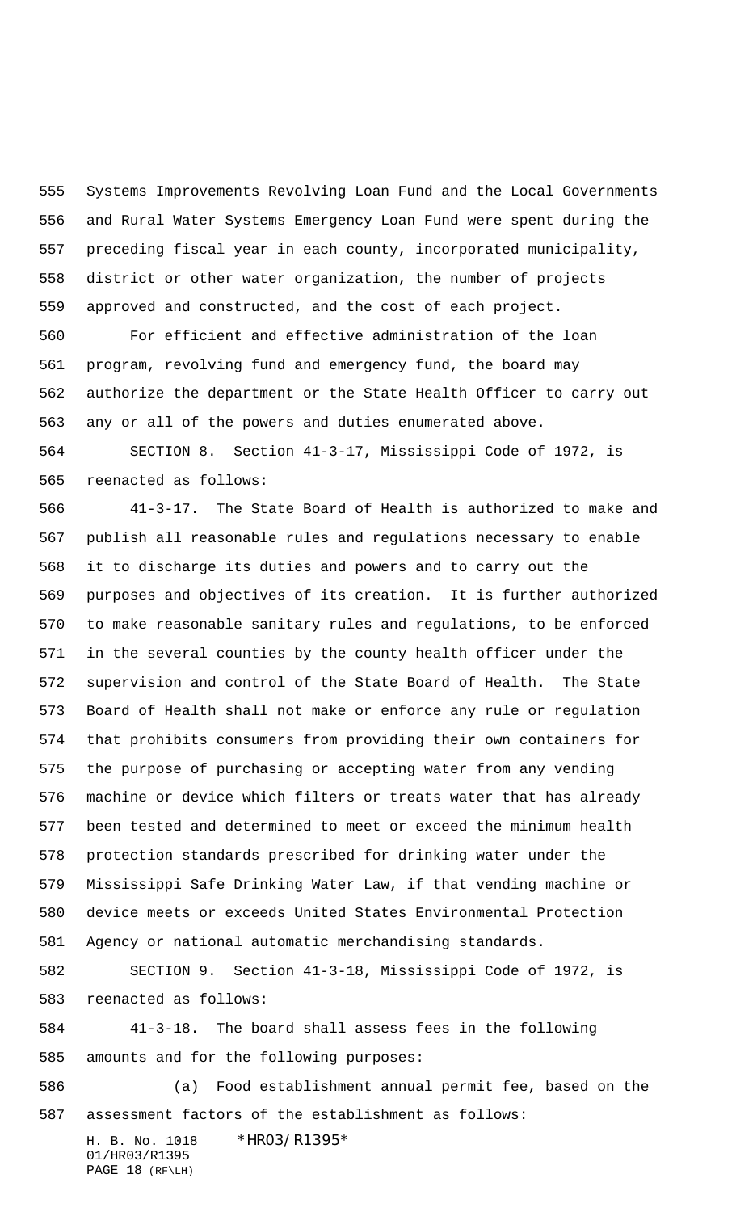Systems Improvements Revolving Loan Fund and the Local Governments and Rural Water Systems Emergency Loan Fund were spent during the preceding fiscal year in each county, incorporated municipality, district or other water organization, the number of projects approved and constructed, and the cost of each project.

For efficient and effective administration of the loan program, revolving fund and emergency fund, the board may authorize the department or the State Health Officer to carry out any or all of the powers and duties enumerated above.

SECTION 8. Section 41-3-17, Mississippi Code of 1972, is reenacted as follows:

41-3-17. The State Board of Health is authorized to make and publish all reasonable rules and regulations necessary to enable it to discharge its duties and powers and to carry out the purposes and objectives of its creation. It is further authorized to make reasonable sanitary rules and regulations, to be enforced in the several counties by the county health officer under the supervision and control of the State Board of Health. The State Board of Health shall not make or enforce any rule or regulation that prohibits consumers from providing their own containers for the purpose of purchasing or accepting water from any vending machine or device which filters or treats water that has already been tested and determined to meet or exceed the minimum health protection standards prescribed for drinking water under the Mississippi Safe Drinking Water Law, if that vending machine or device meets or exceeds United States Environmental Protection Agency or national automatic merchandising standards.

SECTION 9. Section 41-3-18, Mississippi Code of 1972, is reenacted as follows:

41-3-18. The board shall assess fees in the following amounts and for the following purposes:

(a) Food establishment annual permit fee, based on the assessment factors of the establishment as follows: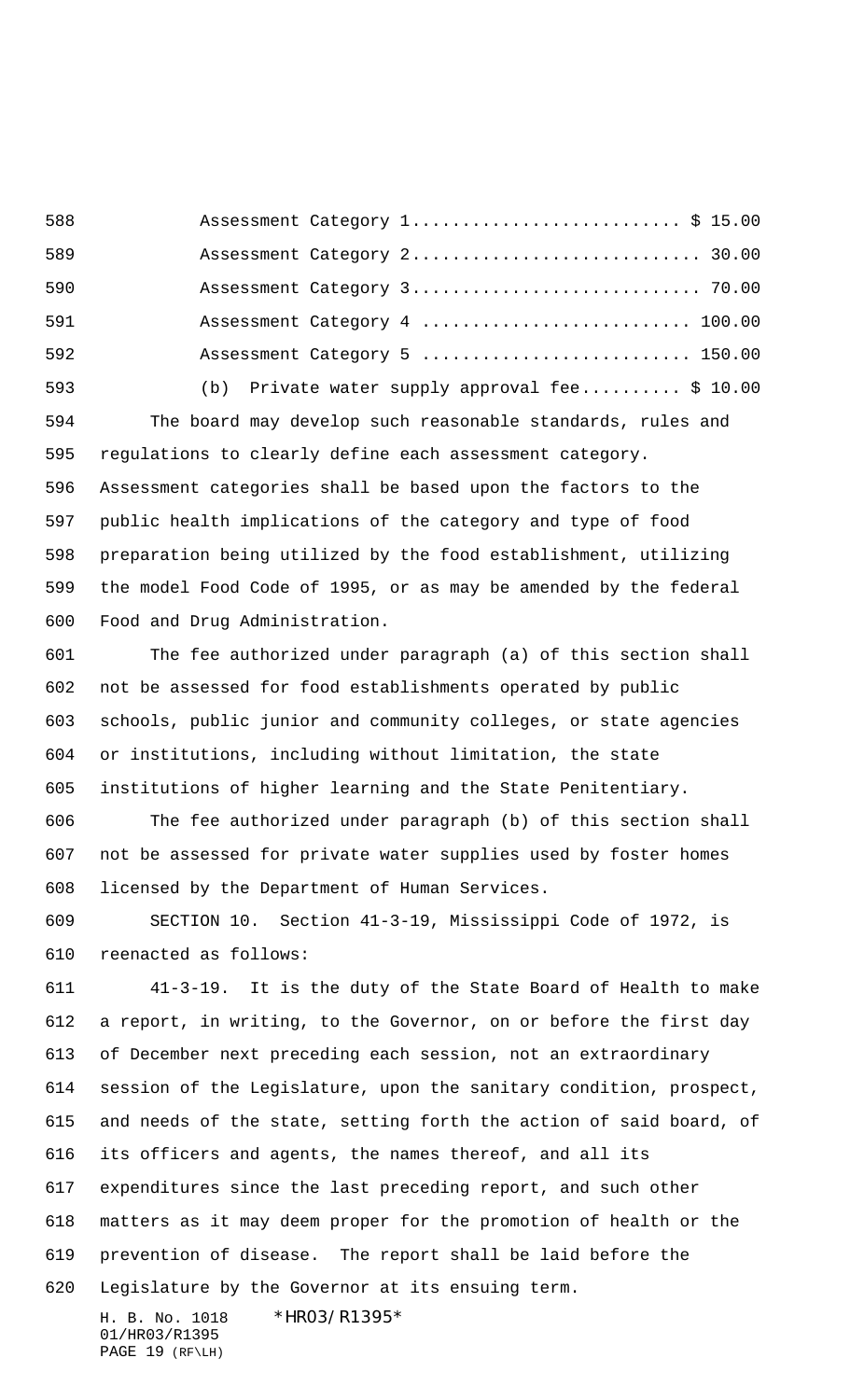Assessment Category 1.......................... $ 15.00

Assessment Category 2............................ 30.00

Assessment Category 3............................ 70.00

Assessment Category 4 .......................... 100.00

Assessment Category 5 .......................... 150.00

(b) Private water supply approval fee.......... $ 10.00

The board may develop such reasonable standards, rules and regulations to clearly define each assessment category. Assessment categories shall be based upon the factors to the public health implications of the category and type of food preparation being utilized by the food establishment, utilizing the model Food Code of 1995, or as may be amended by the federal Food and Drug Administration.

The fee authorized under paragraph (a) of this section shall not be assessed for food establishments operated by public schools, public junior and community colleges, or state agencies or institutions, including without limitation, the state institutions of higher learning and the State Penitentiary.

The fee authorized under paragraph (b) of this section shall not be assessed for private water supplies used by foster homes licensed by the Department of Human Services.

SECTION 10. Section 41-3-19, Mississippi Code of 1972, is reenacted as follows:

41-3-19. It is the duty of the State Board of Health to make a report, in writing, to the Governor, on or before the first day of December next preceding each session, not an extraordinary session of the Legislature, upon the sanitary condition, prospect, and needs of the state, setting forth the action of said board, of its officers and agents, the names thereof, and all its expenditures since the last preceding report, and such other matters as it may deem proper for the promotion of health or the prevention of disease. The report shall be laid before the Legislature by the Governor at its ensuing term.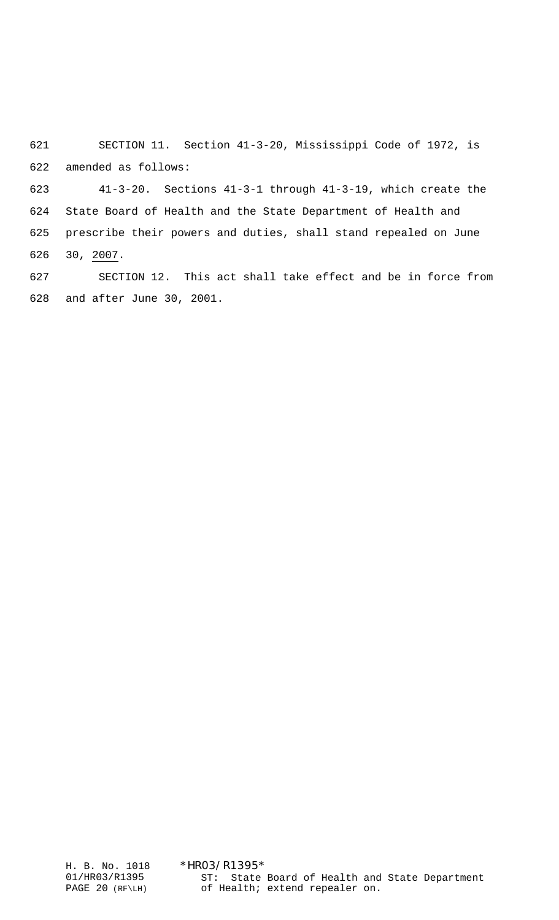SECTION 11. Section 41-3-20, Mississippi Code of 1972, is amended as follows:

41-3-20. Sections 41-3-1 through 41-3-19, which create the State Board of Health and the State Department of Health and prescribe their powers and duties, shall stand repealed on June 30, 2007.

SECTION 12. This act shall take effect and be in force from and after June 30, 2001.